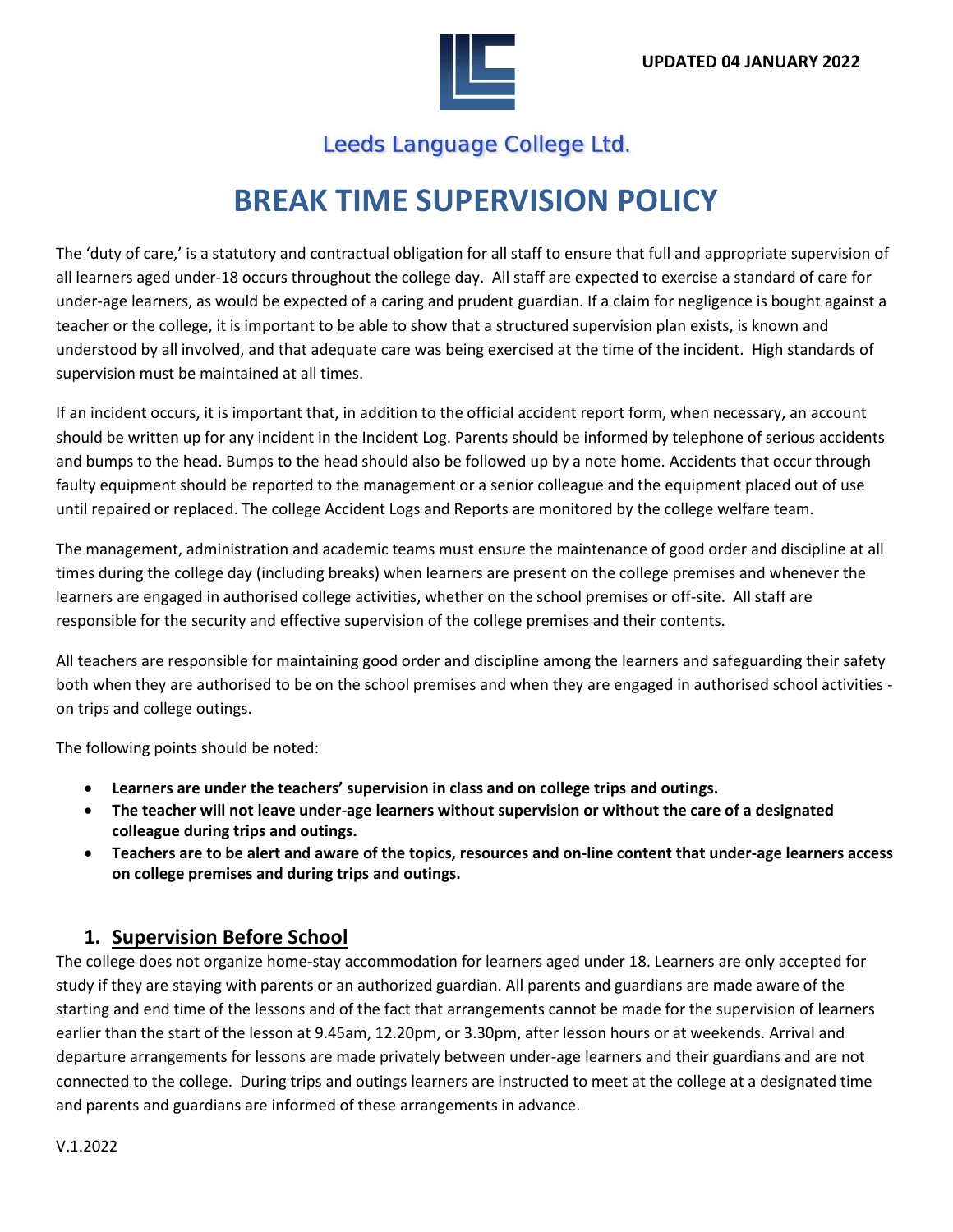UPDATED 04 JANUARY 2022

Leeds Language College Ltd.

# BREAK TIME SUPERVISION POLICY

The 'duty of care,' is a statutory and contractual obligation for all staff to ensure that full and appropriate supervision of all learners aged under-18 occurs throughout the college day. All staff are expected to exercise a standard of care for under-age learners, as would be expected of a caring and prudent guardian. If a claim for negligence is bought against a teacher or the college, it is important to be able to show that a structured supervision plan exists, is known and understood by all involved, and that adequate care was being exercised at the time of the incident. High standards of supervision must be maintained at all times.

If an incident occurs, it is important that, in addition to the official accident report form, when necessary, an account should be written up for any incident in the Incident Log. Parents should be informed by telephone of serious accidents and bumps to the head. Bumps to the head should also be followed up by a note home. Accidents that occur through faulty equipment should be reported to the management or a senior colleague and the equipment placed out of use until repaired or replaced. The college Accident Logs and Reports are monitored by the college welfare team.

The management, administration and academic teams must ensure the maintenance of good order and discipline at all times during the college day (including breaks) when learners are present on the college premises and whenever the learners are engaged in authorised college activities, whether on the school premises or off-site. All staff are responsible for the security and effective supervision of the college premises and their contents.

All teachers are responsible for maintaining good order and discipline among the learners and safeguarding their safety both when they are authorised to be on the school premises and when they are engaged in authorised school activities - on trips and college outings.

The following points should be noted:

- **Learners are under the teachers' supervision in class and on college trips and outings.**
- **The teacher will not leave under-age learners without supervision or without the care of a designated colleague during trips and outings.**
- **Teachers are to be alert and aware of the topics, resources and on-line content that under-age learners access on college premises and during trips and outings.**

## 1. Supervision Before School

The college does not organize home-stay accommodation for learners aged under 18. Learners are only accepted for study if they are staying with parents or an authorized guardian. All parents and guardians are made aware of the starting and end time of the lessons and of the fact that arrangements cannot be made for the supervision of learners earlier than the start of the lesson at 9.45am, 12.20pm, or 3.30pm, after lesson hours or at weekends. Arrival and departure arrangements for lessons are made privately between under-age learners and their guardians and are not connected to the college. During trips and outings learners are instructed to meet at the college at a designated time and parents and guardians are informed of these arrangements in advance.

V.1.2022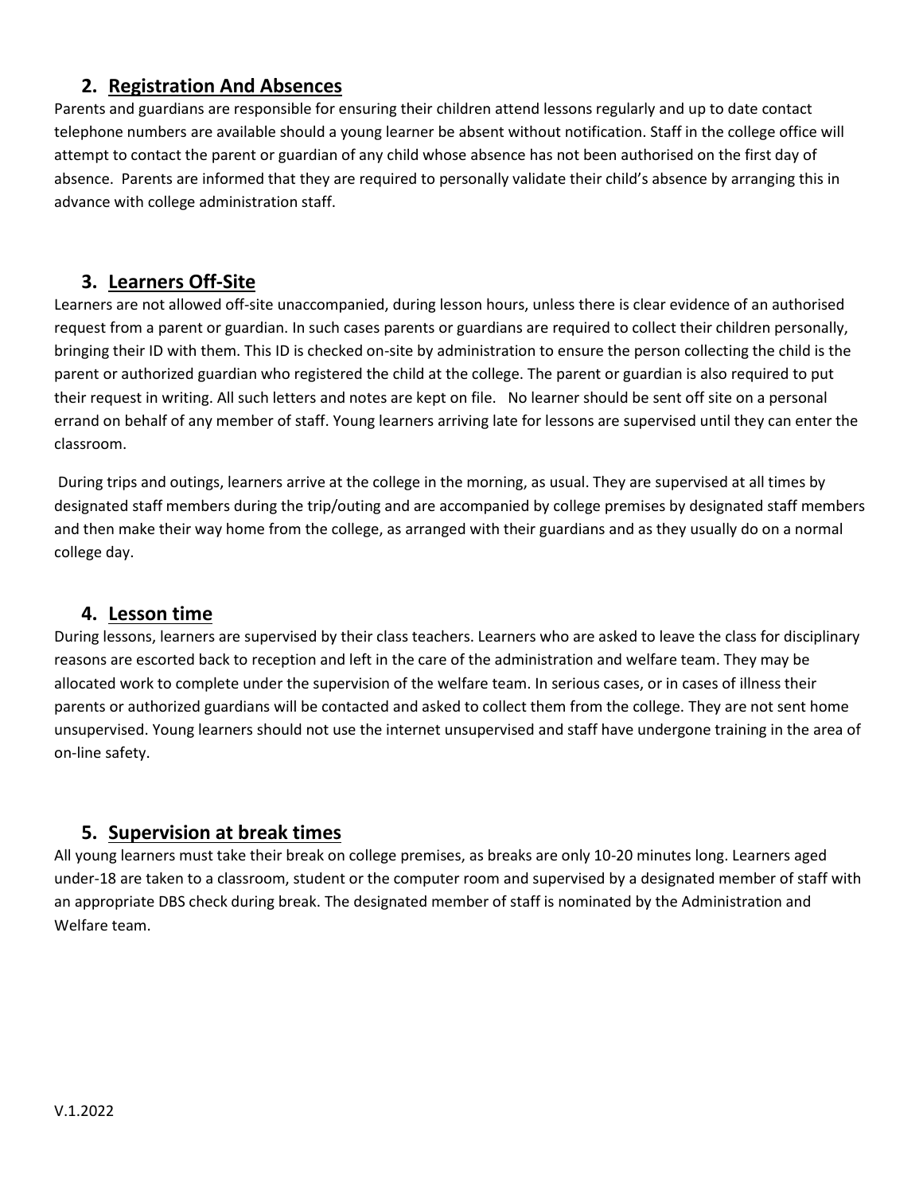## 2. Registration And Absences

Parents and guardians are responsible for ensuring their children attend lessons regularly and up to date contact telephone numbers are available should a young learner be absent without notification. Staff in the college office will attempt to contact the parent or guardian of any child whose absence has not been authorised on the first day of absence. Parents are informed that they are required to personally validate their child's absence by arranging this in advance with college administration staff.

## 3. Learners Off-Site

Learners are not allowed off-site unaccompanied, during lesson hours, unless there is clear evidence of an authorised request from a parent or guardian. In such cases parents or guardians are required to collect their children personally, bringing their ID with them. This ID is checked on-site by administration to ensure the person collecting the child is the parent or authorized guardian who registered the child at the college. The parent or guardian is also required to put their request in writing. All such letters and notes are kept on file. No learner should be sent off site on a personal errand on behalf of any member of staff. Young learners arriving late for lessons are supervised until they can enter the classroom.

During trips and outings, learners arrive at the college in the morning, as usual. They are supervised at all times by designated staff members during the trip/outing and are accompanied by college premises by designated staff members and then make their way home from the college, as arranged with their guardians and as they usually do on a normal college day.

## 4. Lesson time

During lessons, learners are supervised by their class teachers. Learners who are asked to leave the class for disciplinary reasons are escorted back to reception and left in the care of the administration and welfare team. They may be allocated work to complete under the supervision of the welfare team. In serious cases, or in cases of illness their parents or authorized guardians will be contacted and asked to collect them from the college. They are not sent home unsupervised. Young learners should not use the internet unsupervised and staff have undergone training in the area of on-line safety.

## 5. Supervision at break times

All young learners must take their break on college premises, as breaks are only 10-20 minutes long. Learners aged under-18 are taken to a classroom, student or the computer room and supervised by a designated member of staff with an appropriate DBS check during break. The designated member of staff is nominated by the Administration and Welfare team.

V.1.2022